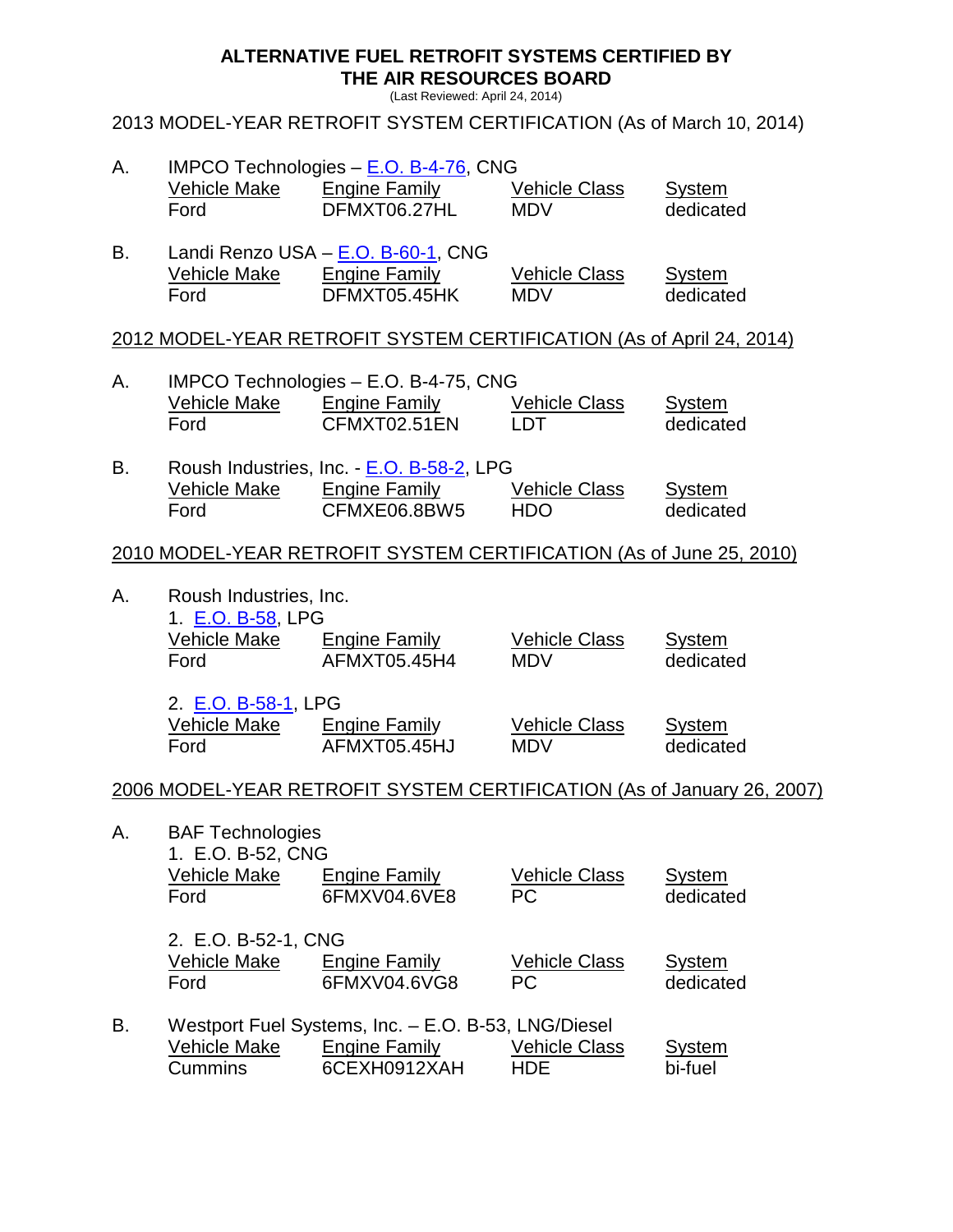# ALTERNATIVE FUEL RETROFIT SYSTEMS CERTIFIED BY THE AIR RESOURCES BOARD

(Last Reviewed: April 24, 2014)

## 2013 MODEL-YEAR RETROFIT SYSTEM CERTIFICATION (As of March 10, 2014)

A. IMPCO Technologies – E.O. B-4-76, CNG

| Vehicle Make | Engine Family | Vehicle Class | System |
|---|---|---|---|
| Ford | DFMXT06.27HL | MDV | dedicated |

B. Landi Renzo USA – E.O. B-60-1, CNG

| Vehicle Make | Engine Family | Vehicle Class | System |
|---|---|---|---|
| Ford | DFMXT05.45HK | MDV | dedicated |

## 2012 MODEL-YEAR RETROFIT SYSTEM CERTIFICATION (As of April 24, 2014)

A. IMPCO Technologies – E.O. B-4-75, CNG

| Vehicle Make | Engine Family | Vehicle Class | System |
|---|---|---|---|
| Ford | CFMXT02.51EN | LDT | dedicated |

B. Roush Industries, Inc. - E.O. B-58-2, LPG

| Vehicle Make | Engine Family | Vehicle Class | System |
|---|---|---|---|
| Ford | CFMXE06.8BW5 | HDO | dedicated |

## 2010 MODEL-YEAR RETROFIT SYSTEM CERTIFICATION (As of June 25, 2010)

A. Roush Industries, Inc.

1. E.O. B-58, LPG

| Vehicle Make | Engine Family | Vehicle Class | System |
|---|---|---|---|
| Ford | AFMXT05.45H4 | MDV | dedicated |

2. E.O. B-58-1, LPG

| Vehicle Make | Engine Family | Vehicle Class | System |
|---|---|---|---|
| Ford | AFMXT05.45HJ | MDV | dedicated |

## 2006 MODEL-YEAR RETROFIT SYSTEM CERTIFICATION (As of January 26, 2007)

A. BAF Technologies

1. E.O. B-52, CNG

| Vehicle Make | Engine Family | Vehicle Class | System |
|---|---|---|---|
| Ford | 6FMXV04.6VE8 | PC | dedicated |

2. E.O. B-52-1, CNG

| Vehicle Make | Engine Family | Vehicle Class | System |
|---|---|---|---|
| Ford | 6FMXV04.6VG8 | PC | dedicated |

B. Westport Fuel Systems, Inc. – E.O. B-53, LNG/Diesel

| Vehicle Make | Engine Family | Vehicle Class | System |
|---|---|---|---|
| Cummins | 6CEXH0912XAH | HDE | bi-fuel |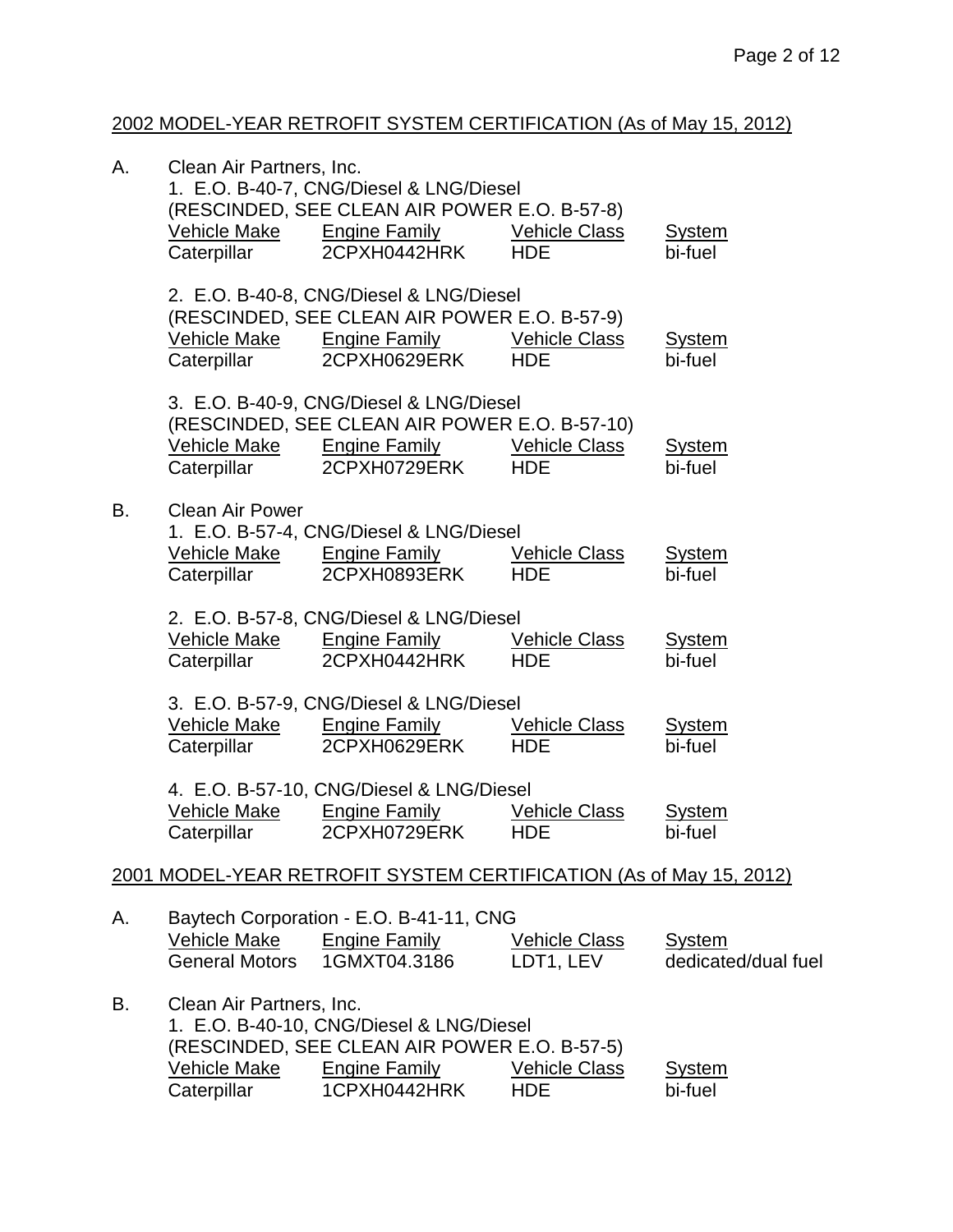## 2002 MODEL-YEAR RETROFIT SYSTEM CERTIFICATION (As of May 15, 2012)

A. Clean Air Partners, Inc.

1. E.O. B-40-7, CNG/Diesel & LNG/Diesel
(RESCINDED, SEE CLEAN AIR POWER E.O. B-57-8)

| Vehicle Make | Engine Family | Vehicle Class | System |
| --- | --- | --- | --- |
| Caterpillar | 2CPXH0442HRK | HDE | bi-fuel |

2. E.O. B-40-8, CNG/Diesel & LNG/Diesel
(RESCINDED, SEE CLEAN AIR POWER E.O. B-57-9)

| Vehicle Make | Engine Family | Vehicle Class | System |
| --- | --- | --- | --- |
| Caterpillar | 2CPXH0629ERK | HDE | bi-fuel |

3. E.O. B-40-9, CNG/Diesel & LNG/Diesel
(RESCINDED, SEE CLEAN AIR POWER E.O. B-57-10)

| Vehicle Make | Engine Family | Vehicle Class | System |
| --- | --- | --- | --- |
| Caterpillar | 2CPXH0729ERK | HDE | bi-fuel |

B. Clean Air Power

1. E.O. B-57-4, CNG/Diesel & LNG/Diesel

| Vehicle Make | Engine Family | Vehicle Class | System |
| --- | --- | --- | --- |
| Caterpillar | 2CPXH0893ERK | HDE | bi-fuel |

2. E.O. B-57-8, CNG/Diesel & LNG/Diesel

| Vehicle Make | Engine Family | Vehicle Class | System |
| --- | --- | --- | --- |
| Caterpillar | 2CPXH0442HRK | HDE | bi-fuel |

3. E.O. B-57-9, CNG/Diesel & LNG/Diesel

| Vehicle Make | Engine Family | Vehicle Class | System |
| --- | --- | --- | --- |
| Caterpillar | 2CPXH0629ERK | HDE | bi-fuel |

4. E.O. B-57-10, CNG/Diesel & LNG/Diesel

| Vehicle Make | Engine Family | Vehicle Class | System |
| --- | --- | --- | --- |
| Caterpillar | 2CPXH0729ERK | HDE | bi-fuel |

## 2001 MODEL-YEAR RETROFIT SYSTEM CERTIFICATION (As of May 15, 2012)

A. Baytech Corporation - E.O. B-41-11, CNG

| Vehicle Make | Engine Family | Vehicle Class | System |
| --- | --- | --- | --- |
| General Motors | 1GMXT04.3186 | LDT1, LEV | dedicated/dual fuel |

B. Clean Air Partners, Inc.

1. E.O. B-40-10, CNG/Diesel & LNG/Diesel
(RESCINDED, SEE CLEAN AIR POWER E.O. B-57-5)

| Vehicle Make | Engine Family | Vehicle Class | System |
| --- | --- | --- | --- |
| Caterpillar | 1CPXH0442HRK | HDE | bi-fuel |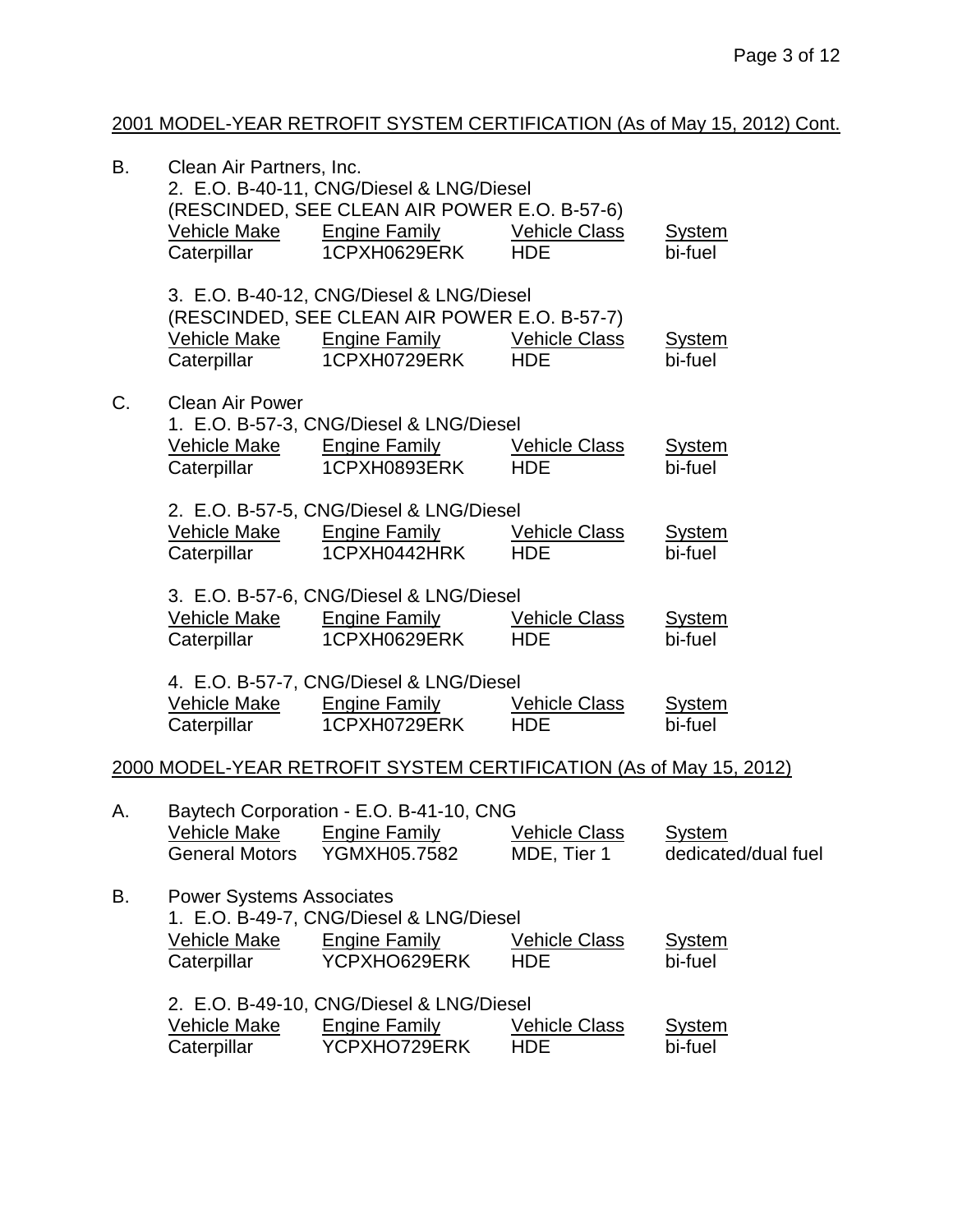## 2001 MODEL-YEAR RETROFIT SYSTEM CERTIFICATION (As of May 15, 2012) Cont.

B. Clean Air Partners, Inc.

2. E.O. B-40-11, CNG/Diesel & LNG/Diesel
(RESCINDED, SEE CLEAN AIR POWER E.O. B-57-6)

| Vehicle Make | Engine Family | Vehicle Class | System |
|---|---|---|---|
| Caterpillar | 1CPXH0629ERK | HDE | bi-fuel |

3. E.O. B-40-12, CNG/Diesel & LNG/Diesel
(RESCINDED, SEE CLEAN AIR POWER E.O. B-57-7)

| Vehicle Make | Engine Family | Vehicle Class | System |
|---|---|---|---|
| Caterpillar | 1CPXH0729ERK | HDE | bi-fuel |

C. Clean Air Power

1. E.O. B-57-3, CNG/Diesel & LNG/Diesel

| Vehicle Make | Engine Family | Vehicle Class | System |
|---|---|---|---|
| Caterpillar | 1CPXH0893ERK | HDE | bi-fuel |

2. E.O. B-57-5, CNG/Diesel & LNG/Diesel

| Vehicle Make | Engine Family | Vehicle Class | System |
|---|---|---|---|
| Caterpillar | 1CPXH0442HRK | HDE | bi-fuel |

3. E.O. B-57-6, CNG/Diesel & LNG/Diesel

| Vehicle Make | Engine Family | Vehicle Class | System |
|---|---|---|---|
| Caterpillar | 1CPXH0629ERK | HDE | bi-fuel |

4. E.O. B-57-7, CNG/Diesel & LNG/Diesel

| Vehicle Make | Engine Family | Vehicle Class | System |
|---|---|---|---|
| Caterpillar | 1CPXH0729ERK | HDE | bi-fuel |

## 2000 MODEL-YEAR RETROFIT SYSTEM CERTIFICATION (As of May 15, 2012)

A. Baytech Corporation - E.O. B-41-10, CNG

| Vehicle Make | Engine Family | Vehicle Class | System |
|---|---|---|---|
| General Motors | YGMXH05.7582 | MDE, Tier 1 | dedicated/dual fuel |

B. Power Systems Associates

1. E.O. B-49-7, CNG/Diesel & LNG/Diesel

| Vehicle Make | Engine Family | Vehicle Class | System |
|---|---|---|---|
| Caterpillar | YCPXHO629ERK | HDE | bi-fuel |

2. E.O. B-49-10, CNG/Diesel & LNG/Diesel

| Vehicle Make | Engine Family | Vehicle Class | System |
|---|---|---|---|
| Caterpillar | YCPXHO729ERK | HDE | bi-fuel |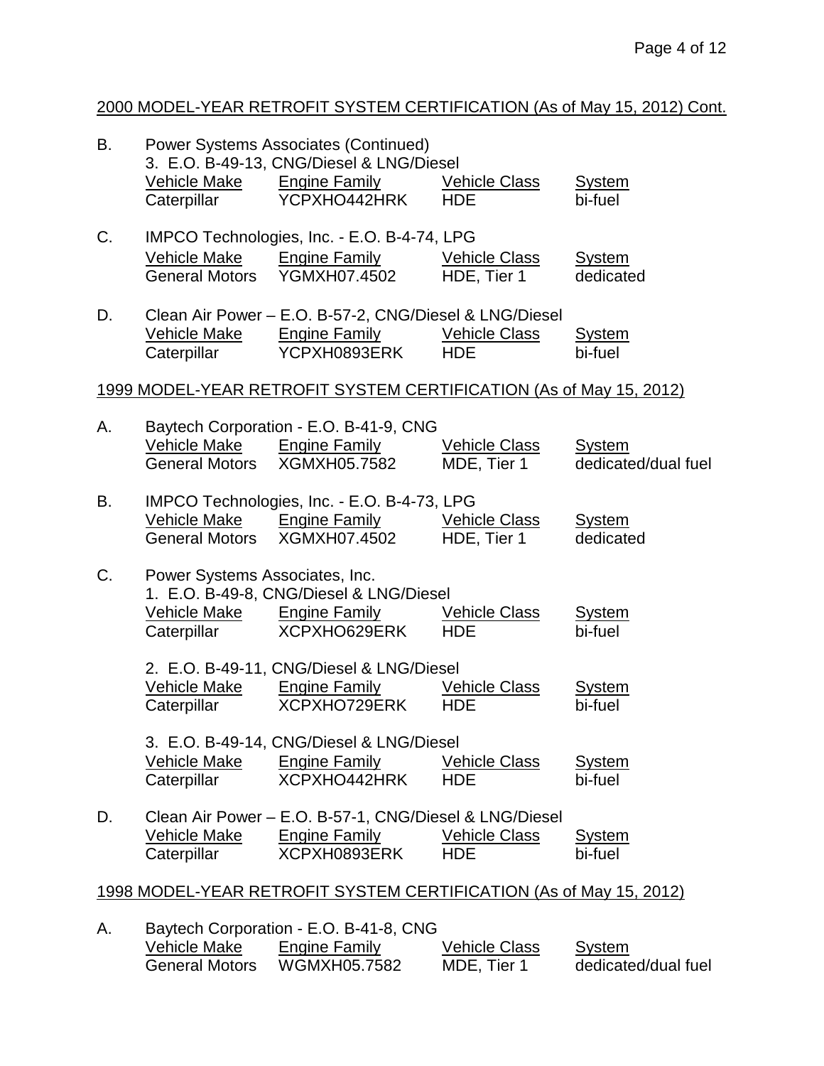## 2000 MODEL-YEAR RETROFIT SYSTEM CERTIFICATION (As of May 15, 2012) Cont.

B. Power Systems Associates (Continued)

3. E.O. B-49-13, CNG/Diesel & LNG/Diesel

| Vehicle Make | Engine Family | Vehicle Class | System |
| --- | --- | --- | --- |
| Caterpillar | YCPXHO442HRK | HDE | bi-fuel |

C. IMPCO Technologies, Inc. - E.O. B-4-74, LPG

| Vehicle Make | Engine Family | Vehicle Class | System |
| --- | --- | --- | --- |
| General Motors | YGMXH07.4502 | HDE, Tier 1 | dedicated |

D. Clean Air Power – E.O. B-57-2, CNG/Diesel & LNG/Diesel

| Vehicle Make | Engine Family | Vehicle Class | System |
| --- | --- | --- | --- |
| Caterpillar | YCPXH0893ERK | HDE | bi-fuel |

## 1999 MODEL-YEAR RETROFIT SYSTEM CERTIFICATION (As of May 15, 2012)

A. Baytech Corporation - E.O. B-41-9, CNG

| Vehicle Make | Engine Family | Vehicle Class | System |
| --- | --- | --- | --- |
| General Motors | XGMXH05.7582 | MDE, Tier 1 | dedicated/dual fuel |

B. IMPCO Technologies, Inc. - E.O. B-4-73, LPG

| Vehicle Make | Engine Family | Vehicle Class | System |
| --- | --- | --- | --- |
| General Motors | XGMXH07.4502 | HDE, Tier 1 | dedicated |

C. Power Systems Associates, Inc.

1. E.O. B-49-8, CNG/Diesel & LNG/Diesel

| Vehicle Make | Engine Family | Vehicle Class | System |
| --- | --- | --- | --- |
| Caterpillar | XCPXHO629ERK | HDE | bi-fuel |

2. E.O. B-49-11, CNG/Diesel & LNG/Diesel

| Vehicle Make | Engine Family | Vehicle Class | System |
| --- | --- | --- | --- |
| Caterpillar | XCPXHO729ERK | HDE | bi-fuel |

3. E.O. B-49-14, CNG/Diesel & LNG/Diesel

| Vehicle Make | Engine Family | Vehicle Class | System |
| --- | --- | --- | --- |
| Caterpillar | XCPXHO442HRK | HDE | bi-fuel |

D. Clean Air Power – E.O. B-57-1, CNG/Diesel & LNG/Diesel

| Vehicle Make | Engine Family | Vehicle Class | System |
| --- | --- | --- | --- |
| Caterpillar | XCPXH0893ERK | HDE | bi-fuel |

## 1998 MODEL-YEAR RETROFIT SYSTEM CERTIFICATION (As of May 15, 2012)

A. Baytech Corporation - E.O. B-41-8, CNG

| Vehicle Make | Engine Family | Vehicle Class | System |
| --- | --- | --- | --- |
| General Motors | WGMXH05.7582 | MDE, Tier 1 | dedicated/dual fuel |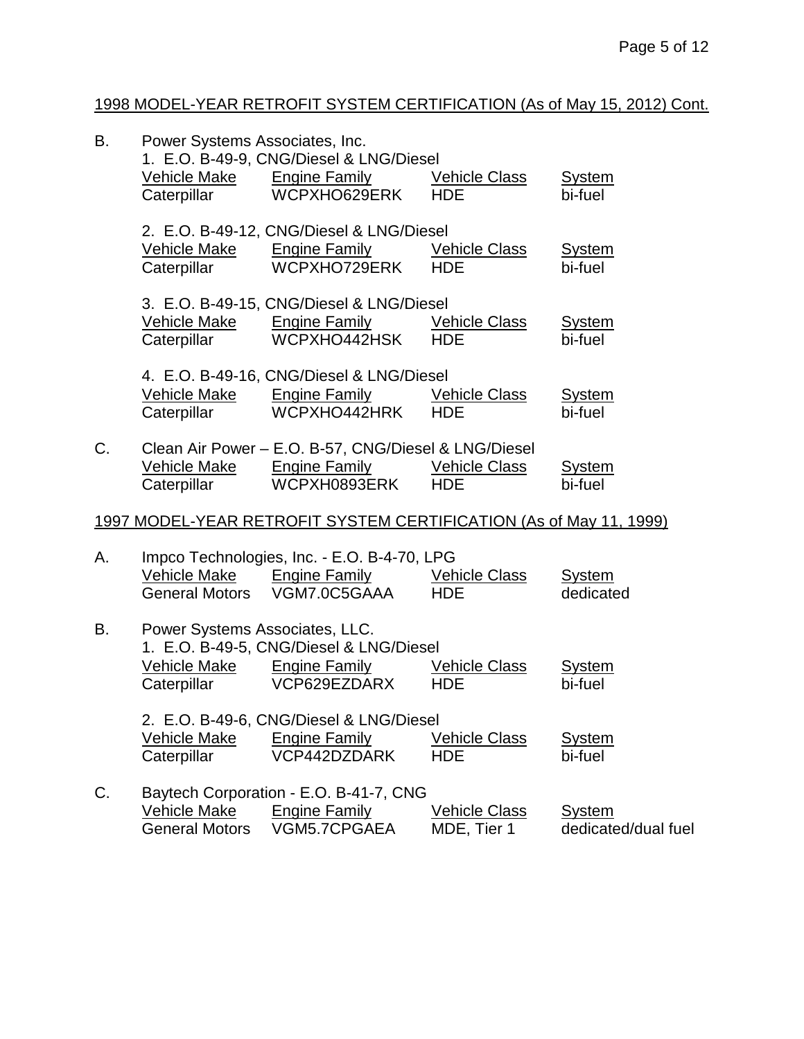## 1998 MODEL-YEAR RETROFIT SYSTEM CERTIFICATION (As of May 15, 2012) Cont.

B. Power Systems Associates, Inc.

1. E.O. B-49-9, CNG/Diesel & LNG/Diesel

| Vehicle Make | Engine Family | Vehicle Class | System |
|---|---|---|---|
| Caterpillar | WCPXHO629ERK | HDE | bi-fuel |

2. E.O. B-49-12, CNG/Diesel & LNG/Diesel

| Vehicle Make | Engine Family | Vehicle Class | System |
|---|---|---|---|
| Caterpillar | WCPXHO729ERK | HDE | bi-fuel |

3. E.O. B-49-15, CNG/Diesel & LNG/Diesel

| Vehicle Make | Engine Family | Vehicle Class | System |
|---|---|---|---|
| Caterpillar | WCPXHO442HSK | HDE | bi-fuel |

4. E.O. B-49-16, CNG/Diesel & LNG/Diesel

| Vehicle Make | Engine Family | Vehicle Class | System |
|---|---|---|---|
| Caterpillar | WCPXHO442HRK | HDE | bi-fuel |

C. Clean Air Power – E.O. B-57, CNG/Diesel & LNG/Diesel

| Vehicle Make | Engine Family | Vehicle Class | System |
|---|---|---|---|
| Caterpillar | WCPXH0893ERK | HDE | bi-fuel |

## 1997 MODEL-YEAR RETROFIT SYSTEM CERTIFICATION (As of May 11, 1999)

A. Impco Technologies, Inc. - E.O. B-4-70, LPG

| Vehicle Make | Engine Family | Vehicle Class | System |
|---|---|---|---|
| General Motors | VGM7.0C5GAAA | HDE | dedicated |

B. Power Systems Associates, LLC.

1. E.O. B-49-5, CNG/Diesel & LNG/Diesel

| Vehicle Make | Engine Family | Vehicle Class | System |
|---|---|---|---|
| Caterpillar | VCP629EZDARX | HDE | bi-fuel |

2. E.O. B-49-6, CNG/Diesel & LNG/Diesel

| Vehicle Make | Engine Family | Vehicle Class | System |
|---|---|---|---|
| Caterpillar | VCP442DZDARK | HDE | bi-fuel |

C. Baytech Corporation - E.O. B-41-7, CNG

| Vehicle Make | Engine Family | Vehicle Class | System |
|---|---|---|---|
| General Motors | VGM5.7CPGAEA | MDE, Tier 1 | dedicated/dual fuel |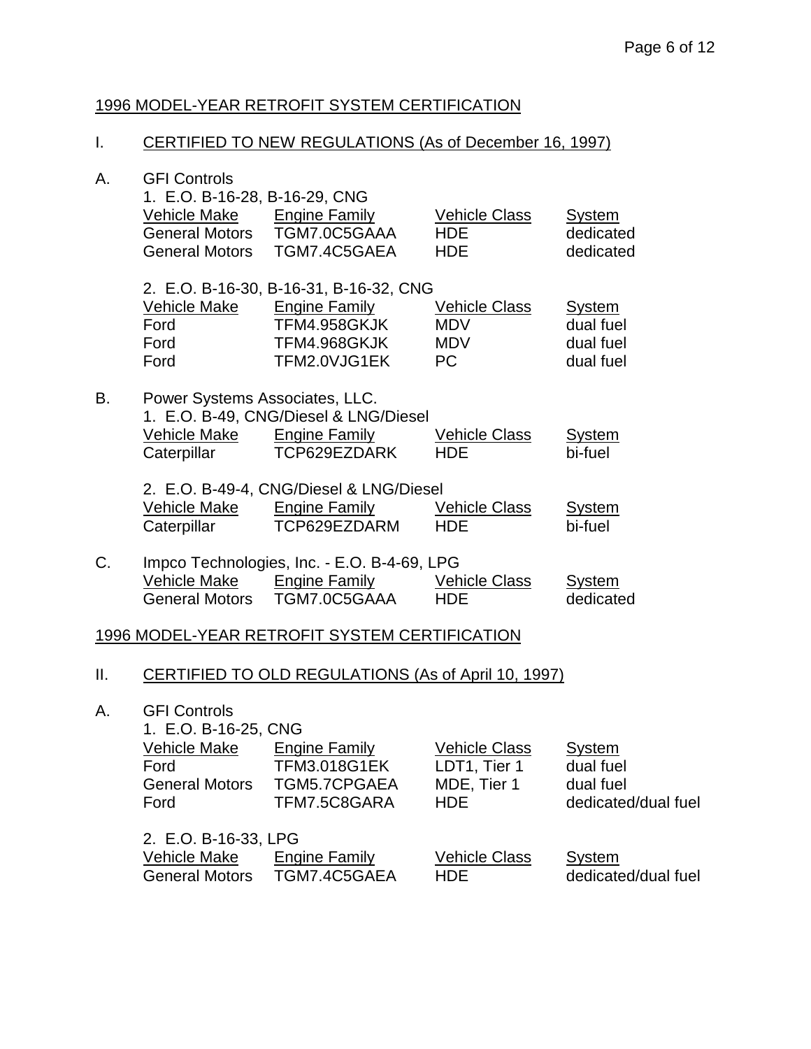## 1996 MODEL-YEAR RETROFIT SYSTEM CERTIFICATION

### I. CERTIFIED TO NEW REGULATIONS (As of December 16, 1997)

**A. GFI Controls**

1. E.O. B-16-28, B-16-29, CNG

| Vehicle Make | Engine Family | Vehicle Class | System |
|---|---|---|---|
| General Motors | TGM7.0C5GAAA | HDE | dedicated |
| General Motors | TGM7.4C5GAEA | HDE | dedicated |

2. E.O. B-16-30, B-16-31, B-16-32, CNG

| Vehicle Make | Engine Family | Vehicle Class | System |
|---|---|---|---|
| Ford | TFM4.958GKJK | MDV | dual fuel |
| Ford | TFM4.968GKJK | MDV | dual fuel |
| Ford | TFM2.0VJG1EK | PC | dual fuel |

**B. Power Systems Associates, LLC.**

1. E.O. B-49, CNG/Diesel & LNG/Diesel

| Vehicle Make | Engine Family | Vehicle Class | System |
|---|---|---|---|
| Caterpillar | TCP629EZDARK | HDE | bi-fuel |

2. E.O. B-49-4, CNG/Diesel & LNG/Diesel

| Vehicle Make | Engine Family | Vehicle Class | System |
|---|---|---|---|
| Caterpillar | TCP629EZDARM | HDE | bi-fuel |

**C. Impco Technologies, Inc. - E.O. B-4-69, LPG**

| Vehicle Make | Engine Family | Vehicle Class | System |
|---|---|---|---|
| General Motors | TGM7.0C5GAAA | HDE | dedicated |

## 1996 MODEL-YEAR RETROFIT SYSTEM CERTIFICATION

### II. CERTIFIED TO OLD REGULATIONS (As of April 10, 1997)

**A. GFI Controls**

1. E.O. B-16-25, CNG

| Vehicle Make | Engine Family | Vehicle Class | System |
|---|---|---|---|
| Ford | TFM3.018G1EK | LDT1, Tier 1 | dual fuel |
| General Motors | TGM5.7CPGAEA | MDE, Tier 1 | dual fuel |
| Ford | TFM7.5C8GARA | HDE | dedicated/dual fuel |

2. E.O. B-16-33, LPG

| Vehicle Make | Engine Family | Vehicle Class | System |
|---|---|---|---|
| General Motors | TGM7.4C5GAEA | HDE | dedicated/dual fuel |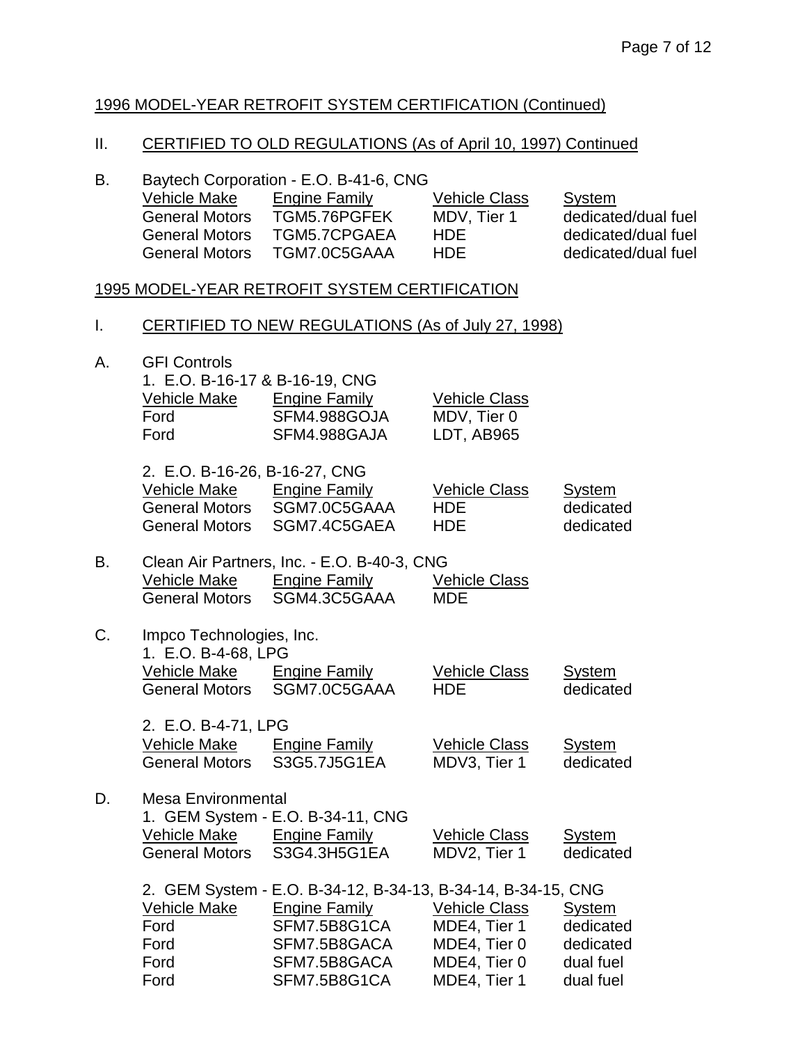## 1996 MODEL-YEAR RETROFIT SYSTEM CERTIFICATION (Continued)

### II. CERTIFIED TO OLD REGULATIONS (As of April 10, 1997) Continued

B. Baytech Corporation - E.O. B-41-6, CNG

| Vehicle Make | Engine Family | Vehicle Class | System |
|---|---|---|---|
| General Motors | TGM5.76PGFEK | MDV, Tier 1 | dedicated/dual fuel |
| General Motors | TGM5.7CPGAEA | HDE | dedicated/dual fuel |
| General Motors | TGM7.0C5GAAA | HDE | dedicated/dual fuel |

## 1995 MODEL-YEAR RETROFIT SYSTEM CERTIFICATION

### I. CERTIFIED TO NEW REGULATIONS (As of July 27, 1998)

A. GFI Controls

1. E.O. B-16-17 & B-16-19, CNG

| Vehicle Make | Engine Family | Vehicle Class |
|---|---|---|
| Ford | SFM4.988GOJA | MDV, Tier 0 |
| Ford | SFM4.988GAJA | LDT, AB965 |

2. E.O. B-16-26, B-16-27, CNG

| Vehicle Make | Engine Family | Vehicle Class | System |
|---|---|---|---|
| General Motors | SGM7.0C5GAAA | HDE | dedicated |
| General Motors | SGM7.4C5GAEA | HDE | dedicated |

B. Clean Air Partners, Inc. - E.O. B-40-3, CNG

| Vehicle Make | Engine Family | Vehicle Class |
|---|---|---|
| General Motors | SGM4.3C5GAAA | MDE |

C. Impco Technologies, Inc.

1. E.O. B-4-68, LPG

| Vehicle Make | Engine Family | Vehicle Class | System |
|---|---|---|---|
| General Motors | SGM7.0C5GAAA | HDE | dedicated |

2. E.O. B-4-71, LPG

| Vehicle Make | Engine Family | Vehicle Class | System |
|---|---|---|---|
| General Motors | S3G5.7J5G1EA | MDV3, Tier 1 | dedicated |

D. Mesa Environmental

1. GEM System - E.O. B-34-11, CNG

| Vehicle Make | Engine Family | Vehicle Class | System |
|---|---|---|---|
| General Motors | S3G4.3H5G1EA | MDV2, Tier 1 | dedicated |

2. GEM System - E.O. B-34-12, B-34-13, B-34-14, B-34-15, CNG

| Vehicle Make | Engine Family | Vehicle Class | System |
|---|---|---|---|
| Ford | SFM7.5B8G1CA | MDE4, Tier 1 | dedicated |
| Ford | SFM7.5B8GACA | MDE4, Tier 0 | dedicated |
| Ford | SFM7.5B8GACA | MDE4, Tier 0 | dual fuel |
| Ford | SFM7.5B8G1CA | MDE4, Tier 1 | dual fuel |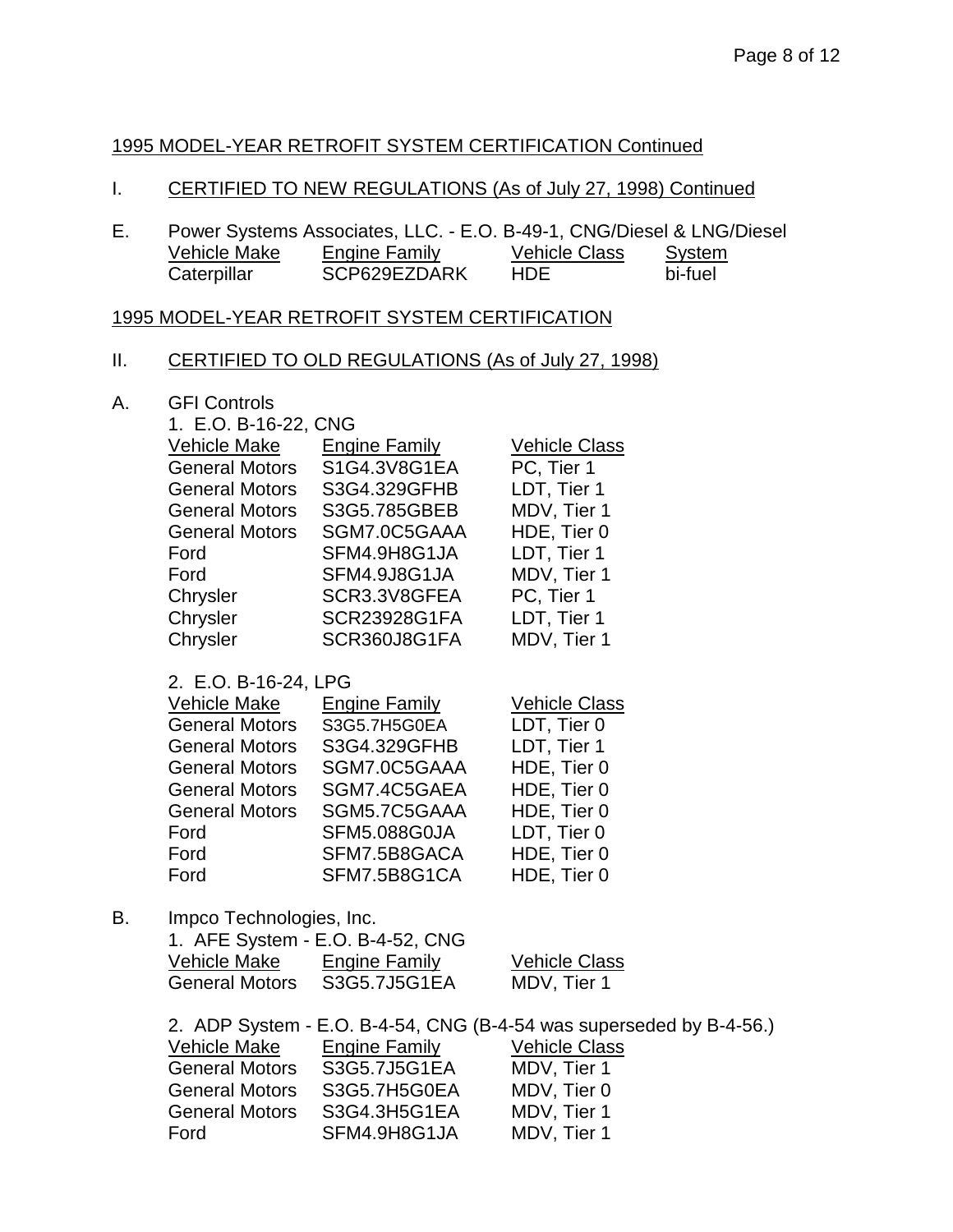1995 MODEL-YEAR RETROFIT SYSTEM CERTIFICATION Continued

I. CERTIFIED TO NEW REGULATIONS (As of July 27, 1998) Continued

E. Power Systems Associates, LLC. - E.O. B-49-1, CNG/Diesel & LNG/Diesel

| Vehicle Make | Engine Family | Vehicle Class | System |
|---|---|---|---|
| Caterpillar | SCP629EZDARK | HDE | bi-fuel |

1995 MODEL-YEAR RETROFIT SYSTEM CERTIFICATION

II. CERTIFIED TO OLD REGULATIONS (As of July 27, 1998)

A. GFI Controls

1. E.O. B-16-22, CNG

| Vehicle Make | Engine Family | Vehicle Class |
|---|---|---|
| General Motors | S1G4.3V8G1EA | PC, Tier 1 |
| General Motors | S3G4.329GFHB | LDT, Tier 1 |
| General Motors | S3G5.785GBEB | MDV, Tier 1 |
| General Motors | SGM7.0C5GAAA | HDE, Tier 0 |
| Ford | SFM4.9H8G1JA | LDT, Tier 1 |
| Ford | SFM4.9J8G1JA | MDV, Tier 1 |
| Chrysler | SCR3.3V8GFEA | PC, Tier 1 |
| Chrysler | SCR23928G1FA | LDT, Tier 1 |
| Chrysler | SCR360J8G1FA | MDV, Tier 1 |

2. E.O. B-16-24, LPG

| Vehicle Make | Engine Family | Vehicle Class |
|---|---|---|
| General Motors | S3G5.7H5G0EA | LDT, Tier 0 |
| General Motors | S3G4.329GFHB | LDT, Tier 1 |
| General Motors | SGM7.0C5GAAA | HDE, Tier 0 |
| General Motors | SGM7.4C5GAEA | HDE, Tier 0 |
| General Motors | SGM5.7C5GAAA | HDE, Tier 0 |
| Ford | SFM5.088G0JA | LDT, Tier 0 |
| Ford | SFM7.5B8GACA | HDE, Tier 0 |
| Ford | SFM7.5B8G1CA | HDE, Tier 0 |

B. Impco Technologies, Inc.

1. AFE System - E.O. B-4-52, CNG

| Vehicle Make | Engine Family | Vehicle Class |
|---|---|---|
| General Motors | S3G5.7J5G1EA | MDV, Tier 1 |

2. ADP System - E.O. B-4-54, CNG (B-4-54 was superseded by B-4-56.)

| Vehicle Make | Engine Family | Vehicle Class |
|---|---|---|
| General Motors | S3G5.7J5G1EA | MDV, Tier 1 |
| General Motors | S3G5.7H5G0EA | MDV, Tier 0 |
| General Motors | S3G4.3H5G1EA | MDV, Tier 1 |
| Ford | SFM4.9H8G1JA | MDV, Tier 1 |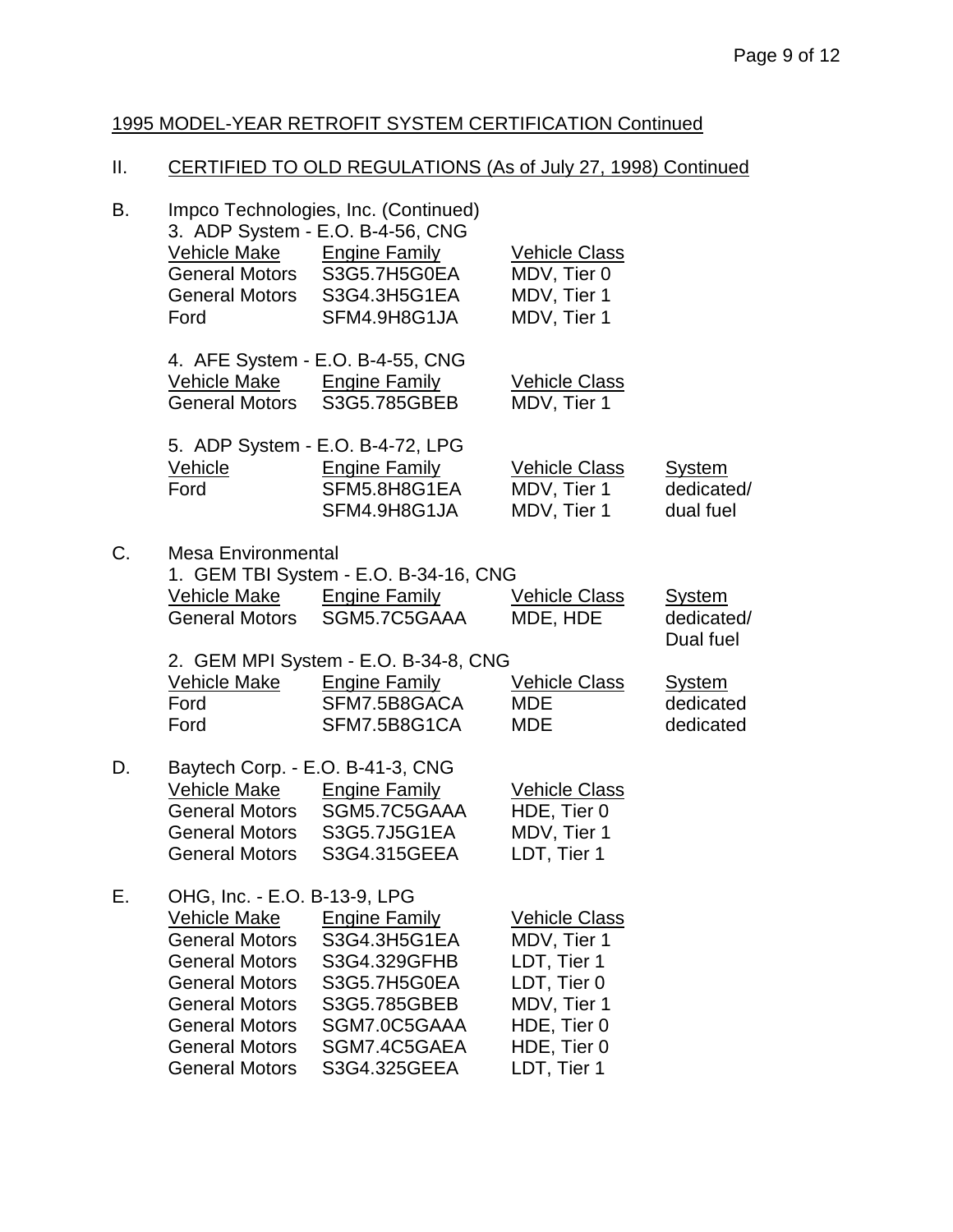1995 MODEL-YEAR RETROFIT SYSTEM CERTIFICATION Continued

II. CERTIFIED TO OLD REGULATIONS (As of July 27, 1998) Continued

B. Impco Technologies, Inc. (Continued)

3. ADP System - E.O. B-4-56, CNG

| Vehicle Make | Engine Family | Vehicle Class |
|---|---|---|
| General Motors | S3G5.7H5G0EA | MDV, Tier 0 |
| General Motors | S3G4.3H5G1EA | MDV, Tier 1 |
| Ford | SFM4.9H8G1JA | MDV, Tier 1 |

4. AFE System - E.O. B-4-55, CNG

| Vehicle Make | Engine Family | Vehicle Class |
|---|---|---|
| General Motors | S3G5.785GBEB | MDV, Tier 1 |

5. ADP System - E.O. B-4-72, LPG

| Vehicle | Engine Family | Vehicle Class | System |
|---|---|---|---|
| Ford | SFM5.8H8G1EA | MDV, Tier 1 | dedicated/ |
| | SFM4.9H8G1JA | MDV, Tier 1 | dual fuel |

C. Mesa Environmental

1. GEM TBI System - E.O. B-34-16, CNG

| Vehicle Make | Engine Family | Vehicle Class | System |
|---|---|---|---|
| General Motors | SGM5.7C5GAAA | MDE, HDE | dedicated/ Dual fuel |

2. GEM MPI System - E.O. B-34-8, CNG

| Vehicle Make | Engine Family | Vehicle Class | System |
|---|---|---|---|
| Ford | SFM7.5B8GACA | MDE | dedicated |
| Ford | SFM7.5B8G1CA | MDE | dedicated |

D. Baytech Corp. - E.O. B-41-3, CNG

| Vehicle Make | Engine Family | Vehicle Class |
|---|---|---|
| General Motors | SGM5.7C5GAAA | HDE, Tier 0 |
| General Motors | S3G5.7J5G1EA | MDV, Tier 1 |
| General Motors | S3G4.315GEEA | LDT, Tier 1 |

E. OHG, Inc. - E.O. B-13-9, LPG

| Vehicle Make | Engine Family | Vehicle Class |
|---|---|---|
| General Motors | S3G4.3H5G1EA | MDV, Tier 1 |
| General Motors | S3G4.329GFHB | LDT, Tier 1 |
| General Motors | S3G5.7H5G0EA | LDT, Tier 0 |
| General Motors | S3G5.785GBEB | MDV, Tier 1 |
| General Motors | SGM7.0C5GAAA | HDE, Tier 0 |
| General Motors | SGM7.4C5GAEA | HDE, Tier 0 |
| General Motors | S3G4.325GEEA | LDT, Tier 1 |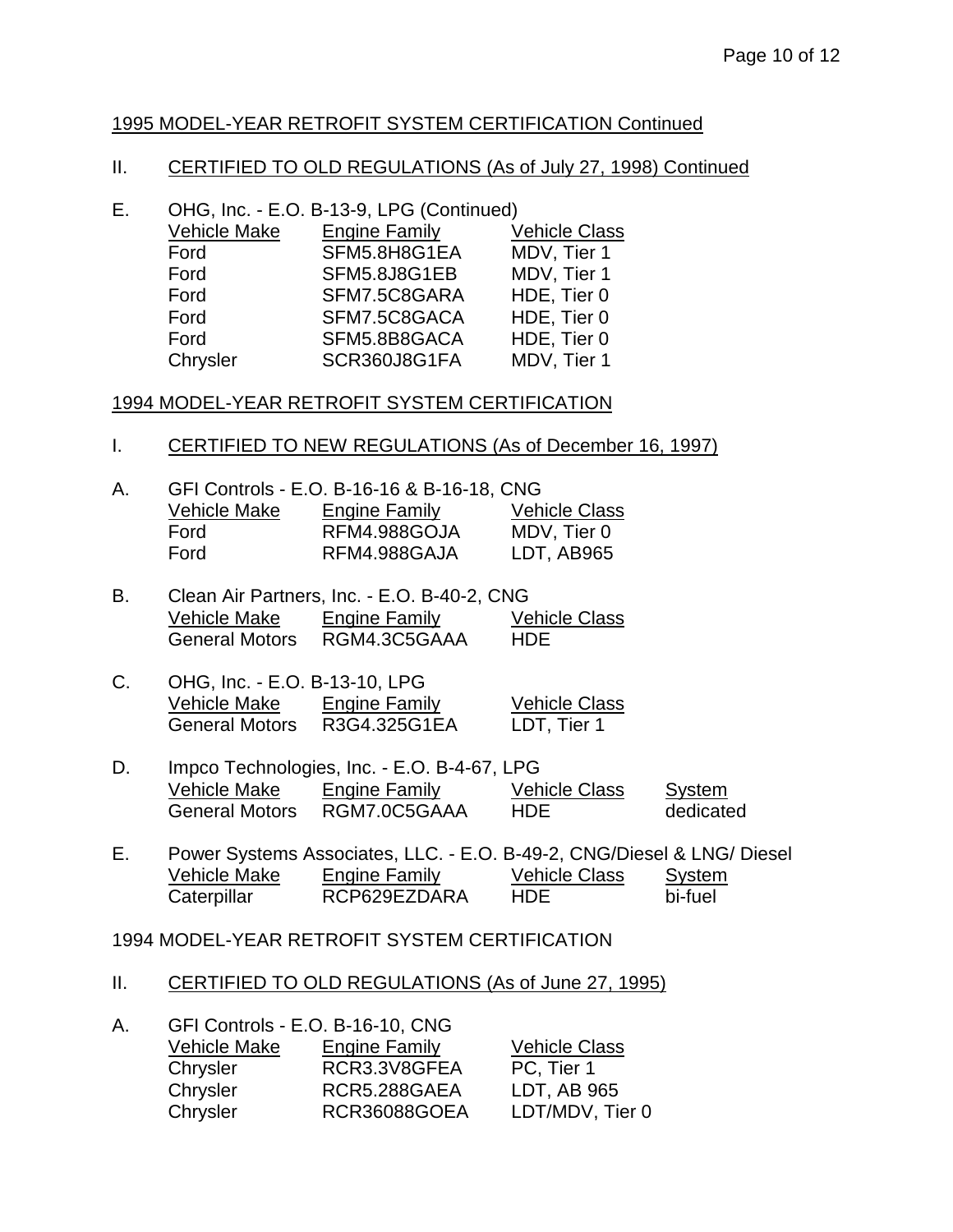1995 MODEL-YEAR RETROFIT SYSTEM CERTIFICATION Continued

II. CERTIFIED TO OLD REGULATIONS (As of July 27, 1998) Continued

E. OHG, Inc. - E.O. B-13-9, LPG (Continued)

| Vehicle Make | Engine Family | Vehicle Class |
|---|---|---|
| Ford | SFM5.8H8G1EA | MDV, Tier 1 |
| Ford | SFM5.8J8G1EB | MDV, Tier 1 |
| Ford | SFM7.5C8GARA | HDE, Tier 0 |
| Ford | SFM7.5C8GACA | HDE, Tier 0 |
| Ford | SFM5.8B8GACA | HDE, Tier 0 |
| Chrysler | SCR360J8G1FA | MDV, Tier 1 |

1994 MODEL-YEAR RETROFIT SYSTEM CERTIFICATION

I. CERTIFIED TO NEW REGULATIONS (As of December 16, 1997)

A. GFI Controls - E.O. B-16-16 & B-16-18, CNG

| Vehicle Make | Engine Family | Vehicle Class |
|---|---|---|
| Ford | RFM4.988GOJA | MDV, Tier 0 |
| Ford | RFM4.988GAJA | LDT, AB965 |

B. Clean Air Partners, Inc. - E.O. B-40-2, CNG

| Vehicle Make | Engine Family | Vehicle Class |
|---|---|---|
| General Motors | RGM4.3C5GAAA | HDE |

C. OHG, Inc. - E.O. B-13-10, LPG

| Vehicle Make | Engine Family | Vehicle Class |
|---|---|---|
| General Motors | R3G4.325G1EA | LDT, Tier 1 |

D. Impco Technologies, Inc. - E.O. B-4-67, LPG

| Vehicle Make | Engine Family | Vehicle Class | System |
|---|---|---|---|
| General Motors | RGM7.0C5GAAA | HDE | dedicated |

E. Power Systems Associates, LLC. - E.O. B-49-2, CNG/Diesel & LNG/ Diesel

| Vehicle Make | Engine Family | Vehicle Class | System |
|---|---|---|---|
| Caterpillar | RCP629EZDARA | HDE | bi-fuel |

1994 MODEL-YEAR RETROFIT SYSTEM CERTIFICATION

II. CERTIFIED TO OLD REGULATIONS (As of June 27, 1995)

A. GFI Controls - E.O. B-16-10, CNG

| Vehicle Make | Engine Family | Vehicle Class |
|---|---|---|
| Chrysler | RCR3.3V8GFEA | PC, Tier 1 |
| Chrysler | RCR5.288GAEA | LDT, AB 965 |
| Chrysler | RCR36088GOEA | LDT/MDV, Tier 0 |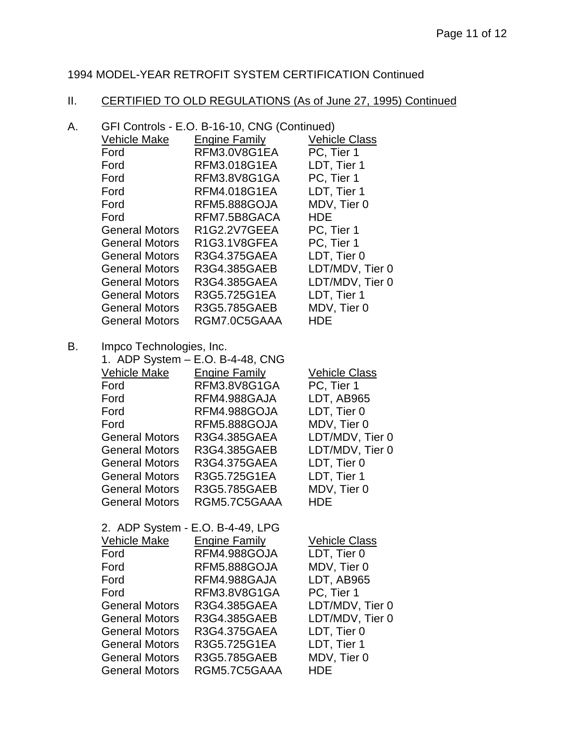1994 MODEL-YEAR RETROFIT SYSTEM CERTIFICATION Continued

II. CERTIFIED TO OLD REGULATIONS (As of June 27, 1995) Continued

A. GFI Controls - E.O. B-16-10, CNG (Continued)

| Vehicle Make | Engine Family | Vehicle Class |
|---|---|---|
| Ford | RFM3.0V8G1EA | PC, Tier 1 |
| Ford | RFM3.018G1EA | LDT, Tier 1 |
| Ford | RFM3.8V8G1GA | PC, Tier 1 |
| Ford | RFM4.018G1EA | LDT, Tier 1 |
| Ford | RFM5.888GOJA | MDV, Tier 0 |
| Ford | RFM7.5B8GACA | HDE |
| General Motors | R1G2.2V7GEEA | PC, Tier 1 |
| General Motors | R1G3.1V8GFEA | PC, Tier 1 |
| General Motors | R3G4.375GAEA | LDT, Tier 0 |
| General Motors | R3G4.385GAEB | LDT/MDV, Tier 0 |
| General Motors | R3G4.385GAEA | LDT/MDV, Tier 0 |
| General Motors | R3G5.725G1EA | LDT, Tier 1 |
| General Motors | R3G5.785GAEB | MDV, Tier 0 |
| General Motors | RGM7.0C5GAAA | HDE |

B. Impco Technologies, Inc.

1. ADP System – E.O. B-4-48, CNG

| Vehicle Make | Engine Family | Vehicle Class |
|---|---|---|
| Ford | RFM3.8V8G1GA | PC, Tier 1 |
| Ford | RFM4.988GAJA | LDT, AB965 |
| Ford | RFM4.988GOJA | LDT, Tier 0 |
| Ford | RFM5.888GOJA | MDV, Tier 0 |
| General Motors | R3G4.385GAEA | LDT/MDV, Tier 0 |
| General Motors | R3G4.385GAEB | LDT/MDV, Tier 0 |
| General Motors | R3G4.375GAEA | LDT, Tier 0 |
| General Motors | R3G5.725G1EA | LDT, Tier 1 |
| General Motors | R3G5.785GAEB | MDV, Tier 0 |
| General Motors | RGM5.7C5GAAA | HDE |

2. ADP System - E.O. B-4-49, LPG

| Vehicle Make | Engine Family | Vehicle Class |
|---|---|---|
| Ford | RFM4.988GOJA | LDT, Tier 0 |
| Ford | RFM5.888GOJA | MDV, Tier 0 |
| Ford | RFM4.988GAJA | LDT, AB965 |
| Ford | RFM3.8V8G1GA | PC, Tier 1 |
| General Motors | R3G4.385GAEA | LDT/MDV, Tier 0 |
| General Motors | R3G4.385GAEB | LDT/MDV, Tier 0 |
| General Motors | R3G4.375GAEA | LDT, Tier 0 |
| General Motors | R3G5.725G1EA | LDT, Tier 1 |
| General Motors | R3G5.785GAEB | MDV, Tier 0 |
| General Motors | RGM5.7C5GAAA | HDE |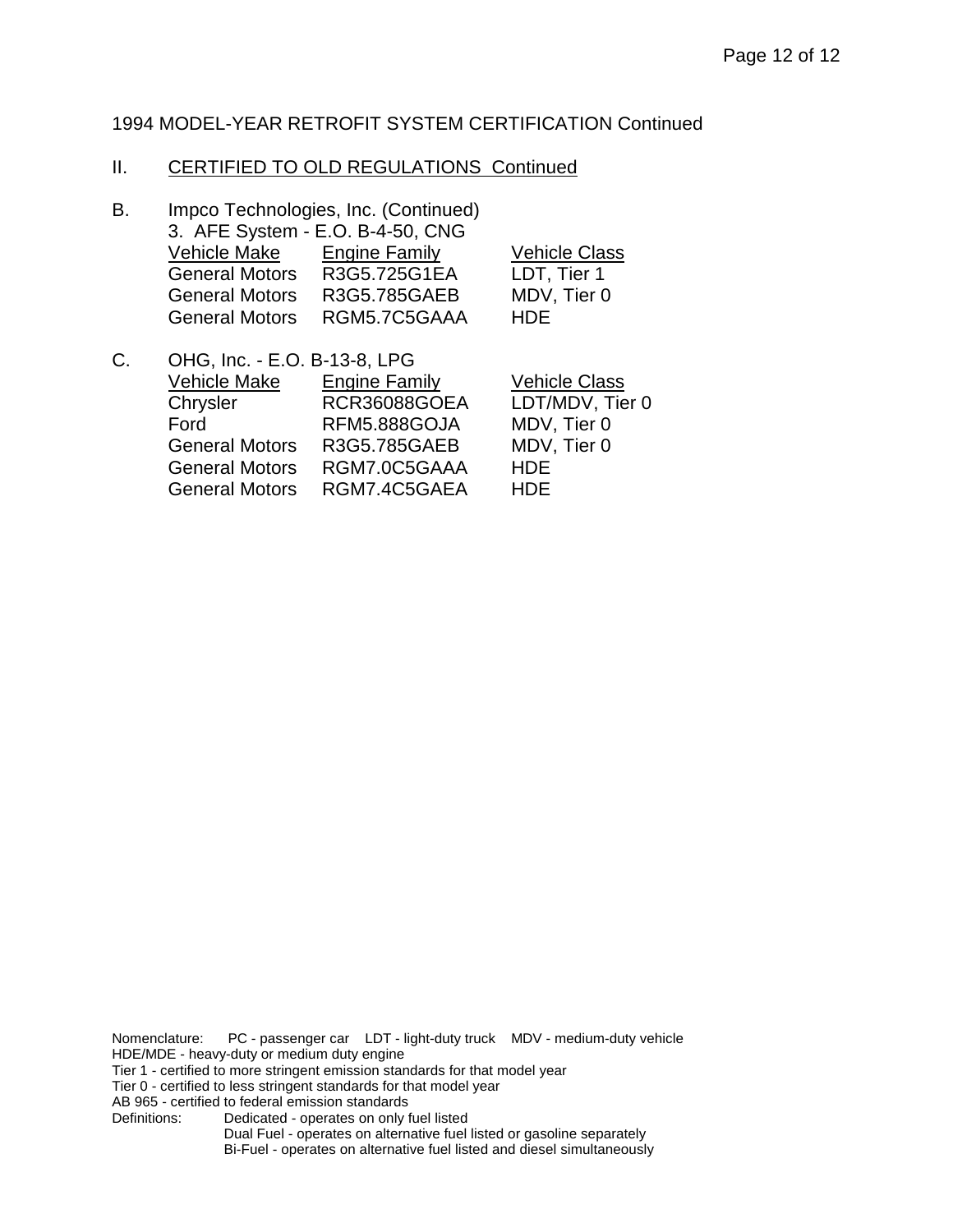1994 MODEL-YEAR RETROFIT SYSTEM CERTIFICATION Continued

II. CERTIFIED TO OLD REGULATIONS Continued

B. Impco Technologies, Inc. (Continued)

3. AFE System - E.O. B-4-50, CNG

| Vehicle Make | Engine Family | Vehicle Class |
|---|---|---|
| General Motors | R3G5.725G1EA | LDT, Tier 1 |
| General Motors | R3G5.785GAEB | MDV, Tier 0 |
| General Motors | RGM5.7C5GAAA | HDE |

C. OHG, Inc. - E.O. B-13-8, LPG

| Vehicle Make | Engine Family | Vehicle Class |
|---|---|---|
| Chrysler | RCR36088GOEA | LDT/MDV, Tier 0 |
| Ford | RFM5.888GOJA | MDV, Tier 0 |
| General Motors | R3G5.785GAEB | MDV, Tier 0 |
| General Motors | RGM7.0C5GAAA | HDE |
| General Motors | RGM7.4C5GAEA | HDE |

Nomenclature: PC - passenger car LDT - light-duty truck MDV - medium-duty vehicle
HDE/MDE - heavy-duty or medium duty engine
Tier 1 - certified to more stringent emission standards for that model year
Tier 0 - certified to less stringent standards for that model year
AB 965 - certified to federal emission standards

Definitions:
Dedicated - operates on only fuel listed
Dual Fuel - operates on alternative fuel listed or gasoline separately
Bi-Fuel - operates on alternative fuel listed and diesel simultaneously